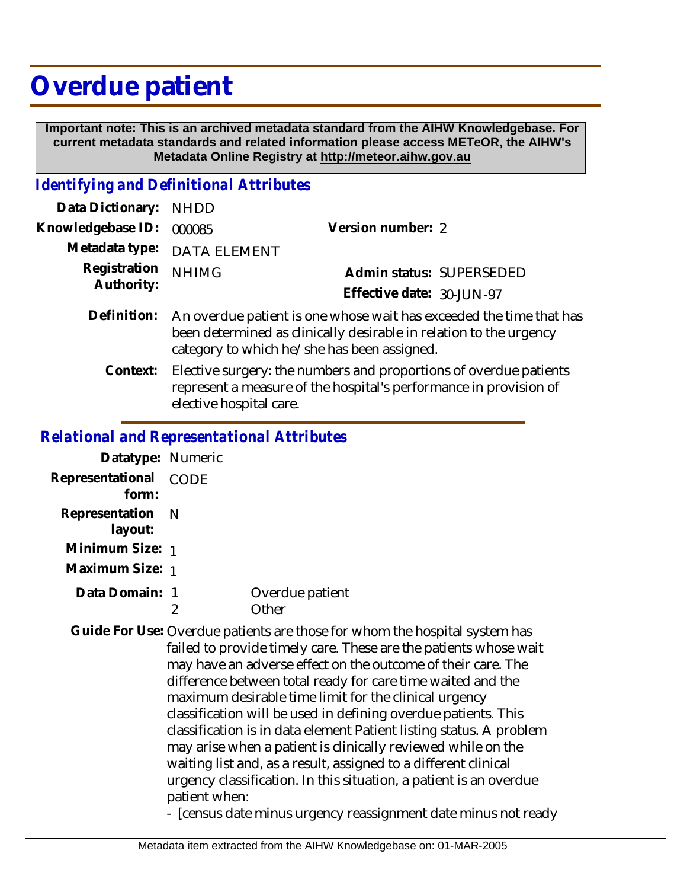# Overdue patient

**Important note: This is an archived metadata standard from the AIHW Knowledgebase. For current metadata standards and related information please access METeOR, the AIHW's Metadata Online Registry at http://meteor.aihw.gov.au**

## *Identifying and Definitional Attributes*

| | | | |
|---|---|---|---|
| **Data Dictionary:** | NHDD | | |
| **Knowledgebase ID:** | 000085 | **Version number:** | 2 |
| **Metadata type:** | DATA ELEMENT | | |
| **Registration Authority:** | NHIMG | **Admin status:** | SUPERSEDED |
| | | **Effective date:** | 30-JUN-97 |

**Definition:** An overdue patient is one whose wait has exceeded the time that has been determined as clinically desirable in relation to the urgency category to which he/she has been assigned.

**Context:** Elective surgery: the numbers and proportions of overdue patients represent a measure of the hospital's performance in provision of elective hospital care.

## *Relational and Representational Attributes*

**Datatype:** Numeric

**Representational form:** CODE

**Representation layout:** N

**Minimum Size:** 1

**Maximum Size:** 1

**Data Domain:**

| | |
|---|---|
| 1 | Overdue patient |
| 2 | Other |

**Guide For Use:** Overdue patients are those for whom the hospital system has failed to provide timely care. These are the patients whose wait may have an adverse effect on the outcome of their care. The difference between total ready for care time waited and the maximum desirable time limit for the clinical urgency classification will be used in defining overdue patients. This classification is in data element Patient listing status. A problem may arise when a patient is clinically reviewed while on the waiting list and, as a result, assigned to a different clinical urgency classification. In this situation, a patient is an overdue patient when:

- [census date minus urgency reassignment date minus not ready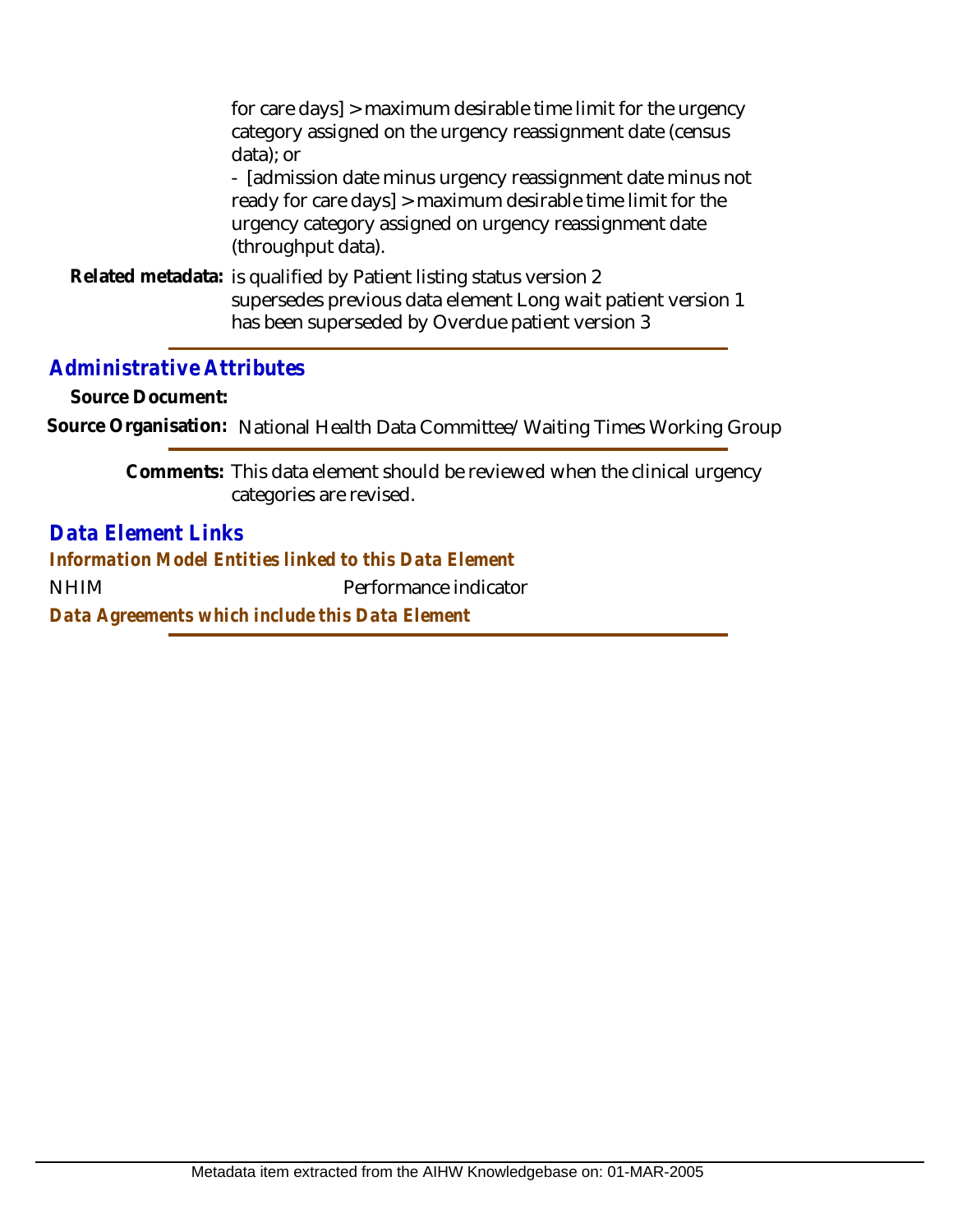for care days] > maximum desirable time limit for the urgency category assigned on the urgency reassignment date (census data); or

- [admission date minus urgency reassignment date minus not ready for care days] > maximum desirable time limit for the urgency category assigned on urgency reassignment date (throughput data).

**Related metadata:** is qualified by Patient listing status version 2
supersedes previous data element Long wait patient version 1
has been superseded by Overdue patient version 3

## Administrative Attributes

**Source Document:**

**Source Organisation:** National Health Data Committee/ Waiting Times Working Group

**Comments:** This data element should be reviewed when the clinical urgency categories are revised.

## Data Element Links

### Information Model Entities linked to this Data Element

NHIM Performance indicator

### Data Agreements which include this Data Element

Metadata item extracted from the AIHW Knowledgebase on: 01-MAR-2005